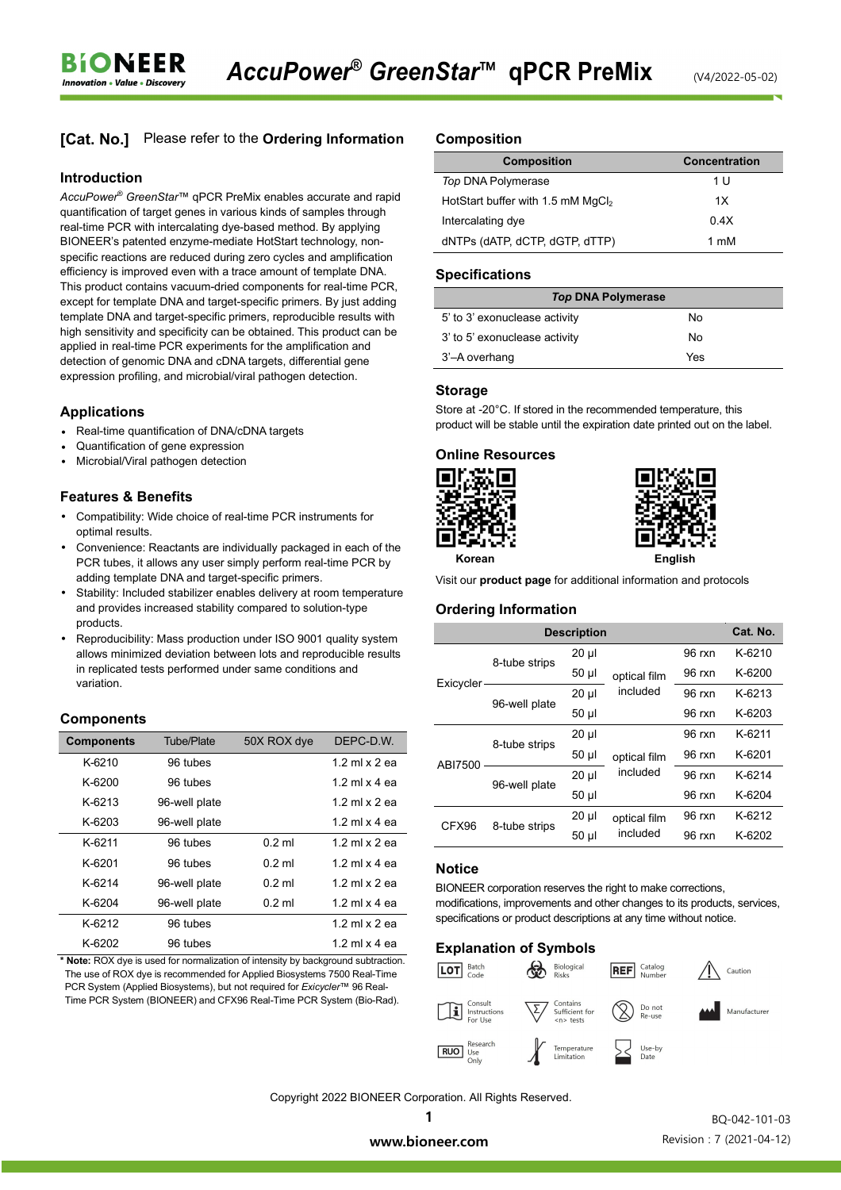# AccuPower® GreenStar™ qPCR PreMix

(V4/2022-05-02)

**[Cat. No.]** Please refer to the **Ordering Information**

## Introduction

*AccuPower® GreenStar™* qPCR PreMix enables accurate and rapid quantification of target genes in various kinds of samples through real-time PCR with intercalating dye-based method. By applying BIONEER's patented enzyme-mediate HotStart technology, non-specific reactions are reduced during zero cycles and amplification efficiency is improved even with a trace amount of template DNA. This product contains vacuum-dried components for real-time PCR, except for template DNA and target-specific primers. By just adding template DNA and target-specific primers, reproducible results with high sensitivity and specificity can be obtained. This product can be applied in real-time PCR experiments for the amplification and detection of genomic DNA and cDNA targets, differential gene expression profiling, and microbial/viral pathogen detection.

## Applications

- Real-time quantification of DNA/cDNA targets
- Quantification of gene expression
- Microbial/Viral pathogen detection

## Features & Benefits

- Compatibility: Wide choice of real-time PCR instruments for optimal results.
- Convenience: Reactants are individually packaged in each of the PCR tubes, it allows any user simply perform real-time PCR by adding template DNA and target-specific primers.
- Stability: Included stabilizer enables delivery at room temperature and provides increased stability compared to solution-type products.
- Reproducibility: Mass production under ISO 9001 quality system allows minimized deviation between lots and reproducible results in replicated tests performed under same conditions and variation.

## Components

| Components | Tube/Plate | 50X ROX dye | DEPC-D.W. |
|---|---|---|---|
| K-6210 | 96 tubes | | 1.2 ml x 2 ea |
| K-6200 | 96 tubes | | 1.2 ml x 4 ea |
| K-6213 | 96-well plate | | 1.2 ml x 2 ea |
| K-6203 | 96-well plate | | 1.2 ml x 4 ea |
| K-6211 | 96 tubes | 0.2 ml | 1.2 ml x 2 ea |
| K-6201 | 96 tubes | 0.2 ml | 1.2 ml x 4 ea |
| K-6214 | 96-well plate | 0.2 ml | 1.2 ml x 2 ea |
| K-6204 | 96-well plate | 0.2 ml | 1.2 ml x 4 ea |
| K-6212 | 96 tubes | | 1.2 ml x 2 ea |
| K-6202 | 96 tubes | | 1.2 ml x 4 ea |

\* **Note:** ROX dye is used for normalization of intensity by background subtraction. The use of ROX dye is recommended for Applied Biosystems 7500 Real-Time PCR System (Applied Biosystems), but not required for *Exicycler™* 96 Real-Time PCR System (BIONEER) and CFX96 Real-Time PCR System (Bio-Rad).

## Composition

| Composition | Concentration |
|---|---|
| *Top* DNA Polymerase | 1 U |
| HotStart buffer with 1.5 mM $MgCl_2$ | 1X |
| Intercalating dye | 0.4X |
| dNTPs (dATP, dCTP, dGTP, dTTP) | 1 mM |

## Specifications

| ***Top* DNA Polymerase** | |
|---|---|
| 5' to 3' exonuclease activity | No |
| 3' to 5' exonuclease activity | No |
| 3'–A overhang | Yes |

## Storage

Store at -20°C. If stored in the recommended temperature, this product will be stable until the expiration date printed out on the label.

## Online Resources

Korean | English

Visit our **product page** for additional information and protocols

## Ordering Information

| Description | | | | | Cat. No. |
|---|---|---|---|---|---|
| Exicycler | 8-tube strips | 20 µl | optical film included | 96 rxn | K-6210 |
| | | 50 µl | | 96 rxn | K-6200 |
| | 96-well plate | 20 µl | | 96 rxn | K-6213 |
| | | 50 µl | | 96 rxn | K-6203 |
| ABI7500 | 8-tube strips | 20 µl | optical film included | 96 rxn | K-6211 |
| | | 50 µl | | 96 rxn | K-6201 |
| | 96-well plate | 20 µl | | 96 rxn | K-6214 |
| | | 50 µl | | 96 rxn | K-6204 |
| CFX96 | 8-tube strips | 20 µl | optical film included | 96 rxn | K-6212 |
| | | 50 µl | | 96 rxn | K-6202 |

## Notice

BIONEER corporation reserves the right to make corrections, modifications, improvements and other changes to its products, services, specifications or product descriptions at any time without notice.

## Explanation of Symbols

LOT Batch Code | Biological Risks | REF Catalog Number | Caution

Consult Instructions For Use | Contains Sufficient for <n> tests | Do not Re-use | Manufacturer

RUO Research Use Only | Temperature Limitation | Use-by Date

Copyright 2022 BIONEER Corporation. All Rights Reserved.

www.bioneer.com

BQ-042-101-03

Revision : 7 (2021-04-12)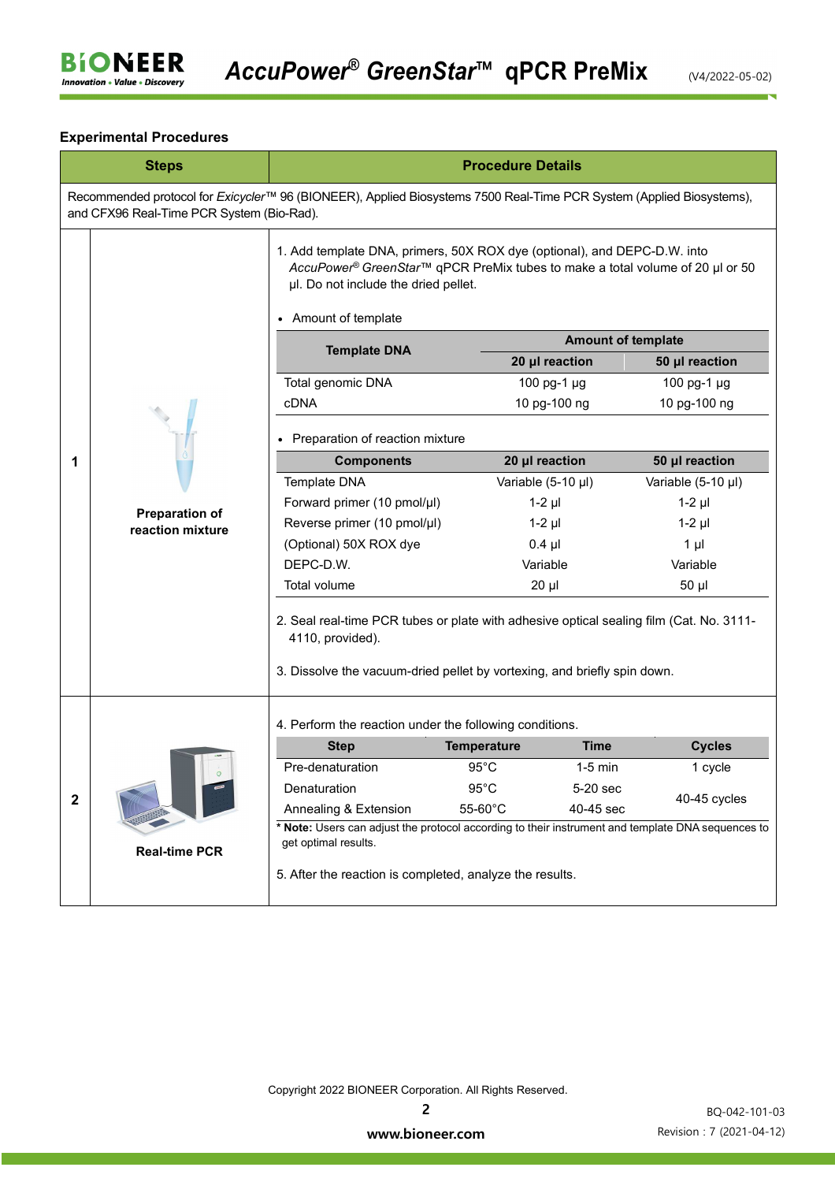## Experimental Procedures

| Steps | | Procedure Details |
|---|---|---|
| Recommended protocol for *Exicycler*™ 96 (BIONEER), Applied Biosystems 7500 Real-Time PCR System (Applied Biosystems), and CFX96 Real-Time PCR System (Bio-Rad). | | |
| 1 | Preparation of reaction mixture | See below (1–3) |
| 2 | Real-time PCR | See below (4–5) |

**1. Preparation of reaction mixture**

1. Add template DNA, primers, 50X ROX dye (optional), and DEPC-D.W. into *AccuPower® GreenStar*™ qPCR PreMix tubes to make a total volume of 20 µl or 50 µl. Do not include the dried pellet.

- Amount of template

| Template DNA | Amount of template | |
|---|---|---|
| | 20 µl reaction | 50 µl reaction |
| Total genomic DNA | 100 pg-1 µg | 100 pg-1 µg |
| cDNA | 10 pg-100 ng | 10 pg-100 ng |

- Preparation of reaction mixture

| Components | 20 µl reaction | 50 µl reaction |
|---|---|---|
| Template DNA | Variable (5-10 µl) | Variable (5-10 µl) |
| Forward primer (10 pmol/µl) | 1-2 µl | 1-2 µl |
| Reverse primer (10 pmol/µl) | 1-2 µl | 1-2 µl |
| (Optional) 50X ROX dye | 0.4 µl | 1 µl |
| DEPC-D.W. | Variable | Variable |
| Total volume | 20 µl | 50 µl |

2. Seal real-time PCR tubes or plate with adhesive optical sealing film (Cat. No. 3111-4110, provided).

3. Dissolve the vacuum-dried pellet by vortexing, and briefly spin down.

**2. Real-time PCR**

4. Perform the reaction under the following conditions.

| Step | Temperature | Time | Cycles |
|---|---|---|---|
| Pre-denaturation | 95°C | 1-5 min | 1 cycle |
| Denaturation | 95°C | 5-20 sec | 40-45 cycles |
| Annealing & Extension | 55-60°C | 40-45 sec | |

\* **Note:** Users can adjust the protocol according to their instrument and template DNA sequences to get optimal results.

5. After the reaction is completed, analyze the results.

Copyright 2022 BIONEER Corporation. All Rights Reserved.

www.bioneer.com

BQ-042-101-03
Revision : 7 (2021-04-12)